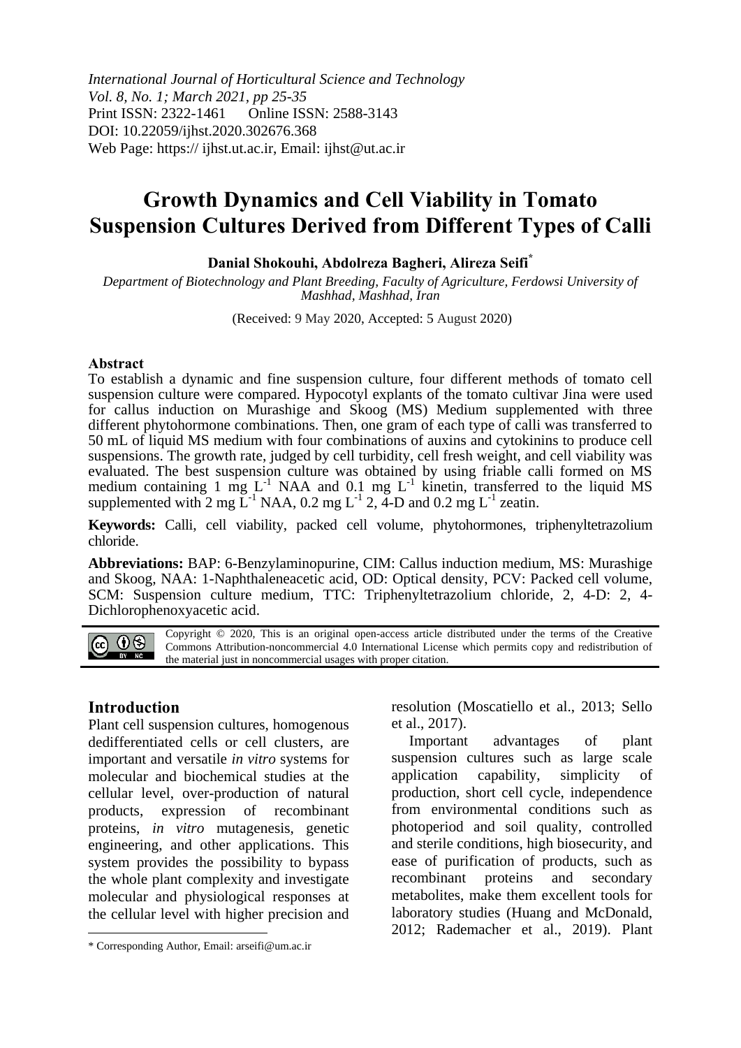*International Journal of Horticultural Science and Technology*
*Vol. 8, No. 1; March 2021, pp 25-35*
Print ISSN: 2322-1461 Online ISSN: 2588-3143
DOI: 10.22059/ijhst.2020.302676.368
Web Page: https:// ijhst.ut.ac.ir, Email: ijhst@ut.ac.ir

# Growth Dynamics and Cell Viability in Tomato Suspension Cultures Derived from Different Types of Calli

**Danial Shokouhi, Abdolreza Bagheri, Alireza Seifi***

*Department of Biotechnology and Plant Breeding, Faculty of Agriculture, Ferdowsi University of Mashhad, Mashhad, Iran*

(Received: 9 May 2020, Accepted: 5 August 2020)

## Abstract

To establish a dynamic and fine suspension culture, four different methods of tomato cell suspension culture were compared. Hypocotyl explants of the tomato cultivar Jina were used for callus induction on Murashige and Skoog (MS) Medium supplemented with three different phytohormone combinations. Then, one gram of each type of calli was transferred to 50 mL of liquid MS medium with four combinations of auxins and cytokinins to produce cell suspensions. The growth rate, judged by cell turbidity, cell fresh weight, and cell viability was evaluated. The best suspension culture was obtained by using friable calli formed on MS medium containing 1 mg $L^{-1}$ NAA and 0.1 mg $L^{-1}$ kinetin, transferred to the liquid MS supplemented with 2 mg $L^{-1}$ NAA, 0.2 mg $L^{-1}$ 2, 4-D and 0.2 mg $L^{-1}$ zeatin.

**Keywords:** Calli, cell viability, packed cell volume, phytohormones, triphenyltetrazolium chloride.

**Abbreviations:** BAP: 6-Benzylaminopurine, CIM: Callus induction medium, MS: Murashige and Skoog, NAA: 1-Naphthaleneacetic acid, OD: Optical density, PCV: Packed cell volume, SCM: Suspension culture medium, TTC: Triphenyltetrazolium chloride, 2, 4-D: 2, 4-Dichlorophenoxyacetic acid.

Copyright © 2020, This is an original open-access article distributed under the terms of the Creative Commons Attribution-noncommercial 4.0 International License which permits copy and redistribution of the material just in noncommercial usages with proper citation.

## Introduction

Plant cell suspension cultures, homogenous dedifferentiated cells or cell clusters, are important and versatile *in vitro* systems for molecular and biochemical studies at the cellular level, over-production of natural products, expression of recombinant proteins, *in vitro* mutagenesis, genetic engineering, and other applications. This system provides the possibility to bypass the whole plant complexity and investigate molecular and physiological responses at the cellular level with higher precision and resolution (Moscatiello et al., 2013; Sello et al., 2017).

Important advantages of plant suspension cultures such as large scale application capability, simplicity of production, short cell cycle, independence from environmental conditions such as photoperiod and soil quality, controlled and sterile conditions, high biosecurity, and ease of purification of products, such as recombinant proteins and secondary metabolites, make them excellent tools for laboratory studies (Huang and McDonald, 2012; Rademacher et al., 2019). Plant

\* Corresponding Author, Email: arseifi@um.ac.ir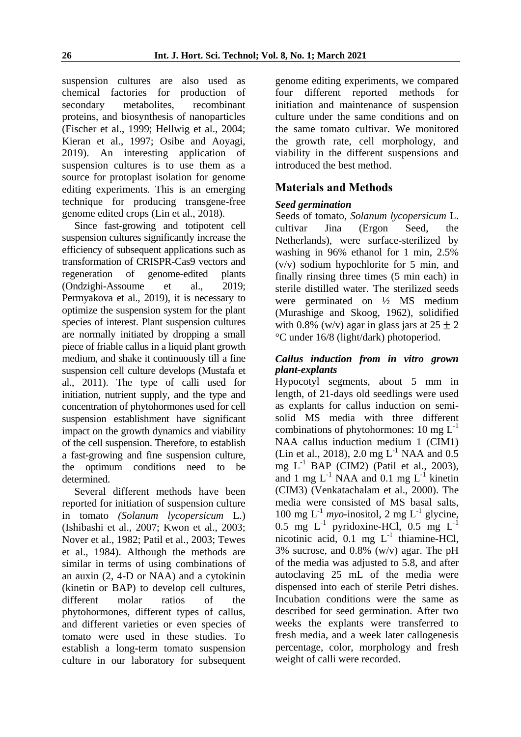suspension cultures are also used as chemical factories for production of secondary metabolites, recombinant proteins, and biosynthesis of nanoparticles (Fischer et al., 1999; Hellwig et al., 2004; Kieran et al., 1997; Osibe and Aoyagi, 2019). An interesting application of suspension cultures is to use them as a source for protoplast isolation for genome editing experiments. This is an emerging technique for producing transgene-free genome edited crops (Lin et al., 2018).

Since fast-growing and totipotent cell suspension cultures significantly increase the efficiency of subsequent applications such as transformation of CRISPR-Cas9 vectors and regeneration of genome-edited plants (Ondzighi-Assoume et al., 2019; Permyakova et al., 2019), it is necessary to optimize the suspension system for the plant species of interest. Plant suspension cultures are normally initiated by dropping a small piece of friable callus in a liquid plant growth medium, and shake it continuously till a fine suspension cell culture develops (Mustafa et al., 2011). The type of calli used for initiation, nutrient supply, and the type and concentration of phytohormones used for cell suspension establishment have significant impact on the growth dynamics and viability of the cell suspension. Therefore, to establish a fast-growing and fine suspension culture, the optimum conditions need to be determined.

Several different methods have been reported for initiation of suspension culture in tomato *(Solanum lycopersicum* L.) (Ishibashi et al., 2007; Kwon et al., 2003; Nover et al., 1982; Patil et al., 2003; Tewes et al., 1984). Although the methods are similar in terms of using combinations of an auxin (2, 4-D or NAA) and a cytokinin (kinetin or BAP) to develop cell cultures, different molar ratios of the phytohormones, different types of callus, and different varieties or even species of tomato were used in these studies. To establish a long-term tomato suspension culture in our laboratory for subsequent genome editing experiments, we compared four different reported methods for initiation and maintenance of suspension culture under the same conditions and on the same tomato cultivar. We monitored the growth rate, cell morphology, and viability in the different suspensions and introduced the best method.

## Materials and Methods

### *Seed germination*

Seeds of tomato, *Solanum lycopersicum* L. cultivar Jina (Ergon Seed, the Netherlands), were surface-sterilized by washing in 96% ethanol for 1 min, 2.5% (v/v) sodium hypochlorite for 5 min, and finally rinsing three times (5 min each) in sterile distilled water. The sterilized seeds were germinated on ½ MS medium (Murashige and Skoog, 1962), solidified with 0.8% (w/v) agar in glass jars at $25 \pm 2$ °C under 16/8 (light/dark) photoperiod.

### *Callus induction from in vitro grown plant-explants*

Hypocotyl segments, about 5 mm in length, of 21-days old seedlings were used as explants for callus induction on semi-solid MS media with three different combinations of phytohormones: 10 mg $L^{-1}$ NAA callus induction medium 1 (CIM1) (Lin et al., 2018), 2.0 mg $L^{-1}$ NAA and 0.5 mg $L^{-1}$ BAP (CIM2) (Patil et al., 2003), and 1 mg $L^{-1}$ NAA and 0.1 mg $L^{-1}$ kinetin (CIM3) (Venkatachalam et al., 2000). The media were consisted of MS basal salts, 100 mg $L^{-1}$ *myo*-inositol, 2 mg $L^{-1}$ glycine, 0.5 mg $L^{-1}$ pyridoxine-HCl, 0.5 mg $L^{-1}$ nicotinic acid, 0.1 mg $L^{-1}$ thiamine-HCl, 3% sucrose, and 0.8% (w/v) agar. The pH of the media was adjusted to 5.8, and after autoclaving 25 mL of the media were dispensed into each of sterile Petri dishes. Incubation conditions were the same as described for seed germination. After two weeks the explants were transferred to fresh media, and a week later callogenesis percentage, color, morphology and fresh weight of calli were recorded.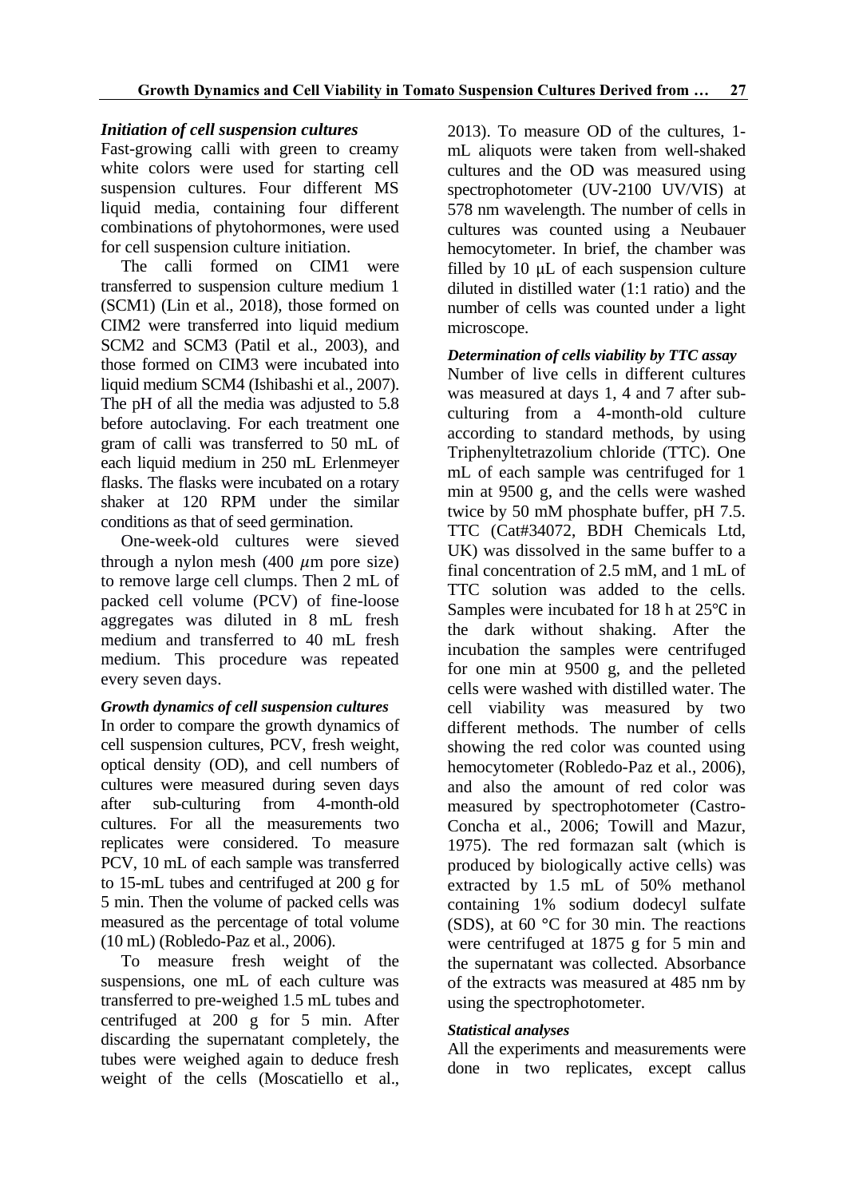### *Initiation of cell suspension cultures*

Fast-growing calli with green to creamy white colors were used for starting cell suspension cultures. Four different MS liquid media, containing four different combinations of phytohormones, were used for cell suspension culture initiation.

The calli formed on CIM1 were transferred to suspension culture medium 1 (SCM1) (Lin et al., 2018), those formed on CIM2 were transferred into liquid medium SCM2 and SCM3 (Patil et al., 2003), and those formed on CIM3 were incubated into liquid medium SCM4 (Ishibashi et al., 2007). The pH of all the media was adjusted to 5.8 before autoclaving. For each treatment one gram of calli was transferred to 50 mL of each liquid medium in 250 mL Erlenmeyer flasks. The flasks were incubated on a rotary shaker at 120 RPM under the similar conditions as that of seed germination.

One-week-old cultures were sieved through a nylon mesh (400 $\mu$m pore size) to remove large cell clumps. Then 2 mL of packed cell volume (PCV) of fine-loose aggregates was diluted in 8 mL fresh medium and transferred to 40 mL fresh medium. This procedure was repeated every seven days.

#### *Growth dynamics of cell suspension cultures*

In order to compare the growth dynamics of cell suspension cultures, PCV, fresh weight, optical density (OD), and cell numbers of cultures were measured during seven days after sub-culturing from 4-month-old cultures. For all the measurements two replicates were considered. To measure PCV, 10 mL of each sample was transferred to 15-mL tubes and centrifuged at 200 g for 5 min. Then the volume of packed cells was measured as the percentage of total volume (10 mL) (Robledo-Paz et al., 2006).

To measure fresh weight of the suspensions, one mL of each culture was transferred to pre-weighed 1.5 mL tubes and centrifuged at 200 g for 5 min. After discarding the supernatant completely, the tubes were weighed again to deduce fresh weight of the cells (Moscatiello et al., 2013). To measure OD of the cultures, 1-mL aliquots were taken from well-shaked cultures and the OD was measured using spectrophotometer (UV-2100 UV/VIS) at 578 nm wavelength. The number of cells in cultures was counted using a Neubauer hemocytometer. In brief, the chamber was filled by 10 µL of each suspension culture diluted in distilled water (1:1 ratio) and the number of cells was counted under a light microscope.

#### *Determination of cells viability by TTC assay*

Number of live cells in different cultures was measured at days 1, 4 and 7 after sub-culturing from a 4-month-old culture according to standard methods, by using Triphenyltetrazolium chloride (TTC). One mL of each sample was centrifuged for 1 min at 9500 g, and the cells were washed twice by 50 mM phosphate buffer, pH 7.5. TTC (Cat#34072, BDH Chemicals Ltd, UK) was dissolved in the same buffer to a final concentration of 2.5 mM, and 1 mL of TTC solution was added to the cells. Samples were incubated for 18 h at 25℃ in the dark without shaking. After the incubation the samples were centrifuged for one min at 9500 g, and the pelleted cells were washed with distilled water. The cell viability was measured by two different methods. The number of cells showing the red color was counted using hemocytometer (Robledo-Paz et al., 2006), and also the amount of red color was measured by spectrophotometer (Castro-Concha et al., 2006; Towill and Mazur, 1975). The red formazan salt (which is produced by biologically active cells) was extracted by 1.5 mL of 50% methanol containing 1% sodium dodecyl sulfate (SDS), at 60 °C for 30 min. The reactions were centrifuged at 1875 g for 5 min and the supernatant was collected. Absorbance of the extracts was measured at 485 nm by using the spectrophotometer.

#### *Statistical analyses*

All the experiments and measurements were done in two replicates, except callus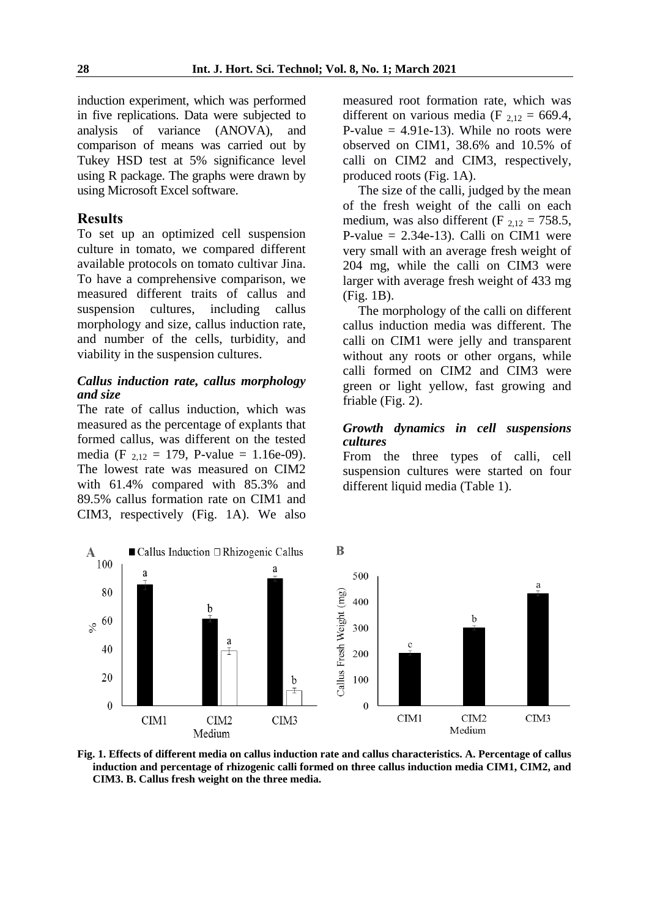induction experiment, which was performed in five replications. Data were subjected to analysis of variance (ANOVA), and comparison of means was carried out by Tukey HSD test at 5% significance level using R package. The graphs were drawn by using Microsoft Excel software.

## Results

To set up an optimized cell suspension culture in tomato, we compared different available protocols on tomato cultivar Jina. To have a comprehensive comparison, we measured different traits of callus and suspension cultures, including callus morphology and size, callus induction rate, and number of the cells, turbidity, and viability in the suspension cultures.

### *Callus induction rate, callus morphology and size*

The rate of callus induction, which was measured as the percentage of explants that formed callus, was different on the tested media ($F_{2,12}$ = 179, P-value = 1.16e-09). The lowest rate was measured on CIM2 with 61.4% compared with 85.3% and 89.5% callus formation rate on CIM1 and CIM3, respectively (Fig. 1A). We also measured root formation rate, which was different on various media ($F_{2,12}$ = 669.4, P-value = 4.91e-13). While no roots were observed on CIM1, 38.6% and 10.5% of calli on CIM2 and CIM3, respectively, produced roots (Fig. 1A).

The size of the calli, judged by the mean of the fresh weight of the calli on each medium, was also different ($F_{2,12}$ = 758.5, P-value = 2.34e-13). Calli on CIM1 were very small with an average fresh weight of 204 mg, while the calli on CIM3 were larger with average fresh weight of 433 mg (Fig. 1B).

The morphology of the calli on different callus induction media was different. The calli on CIM1 were jelly and transparent without any roots or other organs, while calli formed on CIM2 and CIM3 were green or light yellow, fast growing and friable (Fig. 2).

### *Growth dynamics in cell suspensions cultures*

From the three types of calli, cell suspension cultures were started on four different liquid media (Table 1).

**Fig. 1. Effects of different media on callus induction rate and callus characteristics. A. Percentage of callus induction and percentage of rhizogenic calli formed on three callus induction media CIM1, CIM2, and CIM3. B. Callus fresh weight on the three media.**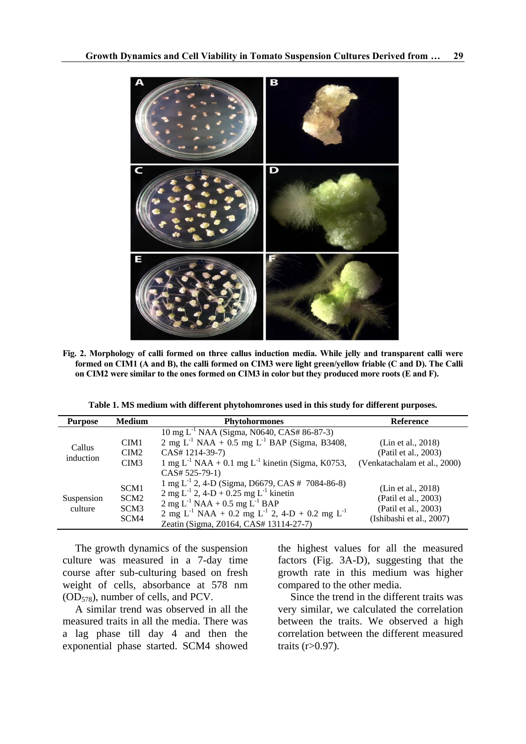**Fig. 2. Morphology of calli formed on three callus induction media. While jelly and transparent calli were formed on CIM1 (A and B), the calli formed on CIM3 were light green/yellow friable (C and D). The Calli on CIM2 were similar to the ones formed on CIM3 in color but they produced more roots (E and F).**

**Table 1. MS medium with different phytohomrones used in this study for different purposes.**

| Purpose | Medium | Phytohormones | Reference |
|---|---|---|---|
| Callus induction | CIM1 | 10 mg $L^{-1}$ NAA (Sigma, N0640, CAS# 86-87-3) | (Lin et al., 2018) |
| | CIM2 | 2 mg $L^{-1}$ NAA + 0.5 mg $L^{-1}$ BAP (Sigma, B3408, CAS# 1214-39-7) | (Patil et al., 2003) |
| | CIM3 | 1 mg $L^{-1}$ NAA + 0.1 mg $L^{-1}$ kinetin (Sigma, K0753, CAS# 525-79-1) | (Venkatachalam et al., 2000) |
| Suspension culture | SCM1 | 1 mg $L^{-1}$ 2, 4-D (Sigma, D6679, CAS # 7084-86-8) | (Lin et al., 2018) |
| | SCM2 | 2 mg $L^{-1}$ 2, 4-D + 0.25 mg $L^{-1}$ kinetin | (Patil et al., 2003) |
| | SCM3 | 2 mg $L^{-1}$ NAA + 0.5 mg $L^{-1}$ BAP | (Patil et al., 2003) |
| | SCM4 | 2 mg $L^{-1}$ NAA + 0.2 mg $L^{-1}$ 2, 4-D + 0.2 mg $L^{-1}$ Zeatin (Sigma, Z0164, CAS# 13114-27-7) | (Ishibashi et al., 2007) |

The growth dynamics of the suspension culture was measured in a 7-day time course after sub-culturing based on fresh weight of cells, absorbance at 578 nm ($OD_{578}$), number of cells, and PCV.

A similar trend was observed in all the measured traits in all the media. There was a lag phase till day 4 and then the exponential phase started. SCM4 showed the highest values for all the measured factors (Fig. 3A-D), suggesting that the growth rate in this medium was higher compared to the other media.

Since the trend in the different traits was very similar, we calculated the correlation between the traits. We observed a high correlation between the different measured traits ($r>0.97$).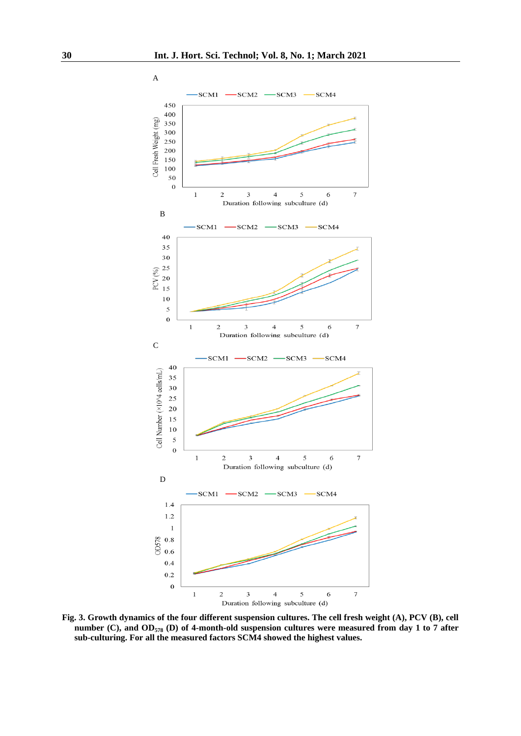Fig. 3. Growth dynamics of the four different suspension cultures. The cell fresh weight (A), PCV (B), cell number (C), and $OD_{578}$ (D) of 4-month-old suspension cultures were measured from day 1 to 7 after sub-culturing. For all the measured factors SCM4 showed the highest values.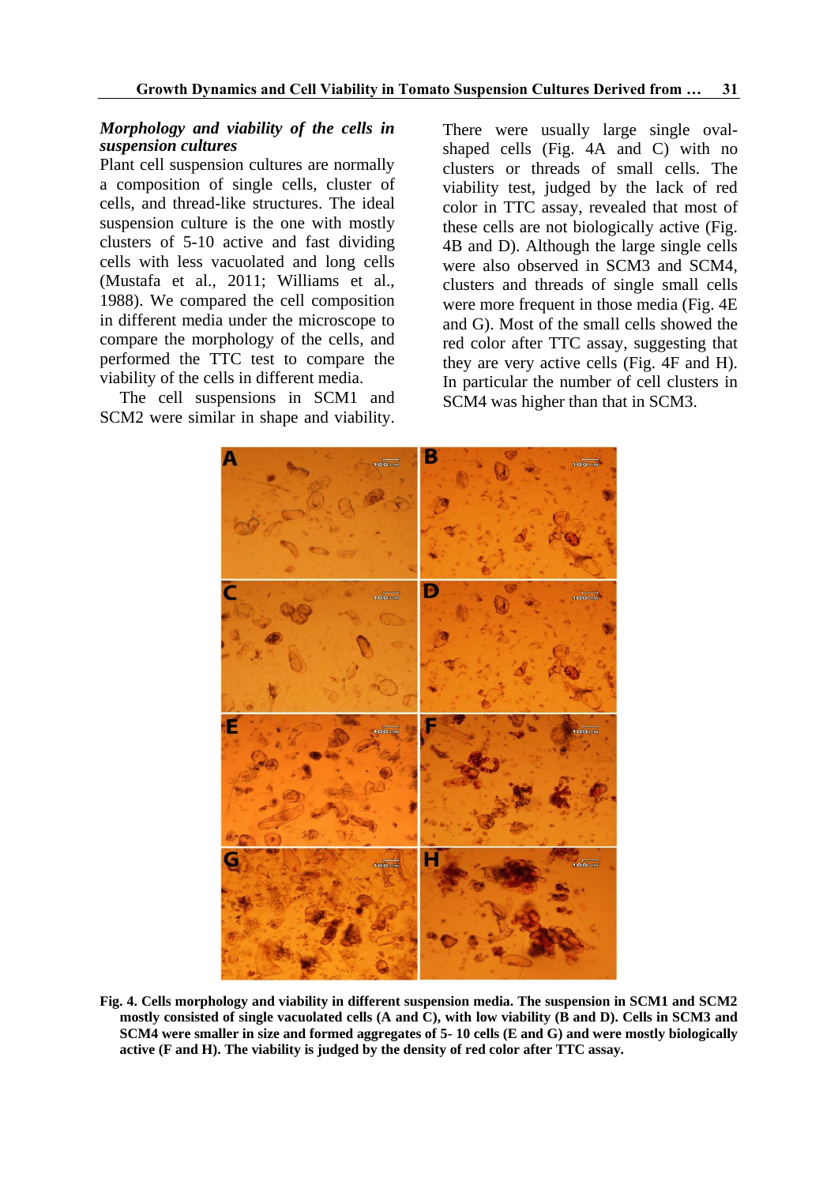### *Morphology and viability of the cells in suspension cultures*

Plant cell suspension cultures are normally a composition of single cells, cluster of cells, and thread-like structures. The ideal suspension culture is the one with mostly clusters of 5-10 active and fast dividing cells with less vacuolated and long cells (Mustafa et al., 2011; Williams et al., 1988). We compared the cell composition in different media under the microscope to compare the morphology of the cells, and performed the TTC test to compare the viability of the cells in different media.

The cell suspensions in SCM1 and SCM2 were similar in shape and viability. There were usually large single oval-shaped cells (Fig. 4A and C) with no clusters or threads of small cells. The viability test, judged by the lack of red color in TTC assay, revealed that most of these cells are not biologically active (Fig. 4B and D). Although the large single cells were also observed in SCM3 and SCM4, clusters and threads of single small cells were more frequent in those media (Fig. 4E and G). Most of the small cells showed the red color after TTC assay, suggesting that they are very active cells (Fig. 4F and H). In particular the number of cell clusters in SCM4 was higher than that in SCM3.

**Fig. 4. Cells morphology and viability in different suspension media. The suspension in SCM1 and SCM2 mostly consisted of single vacuolated cells (A and C), with low viability (B and D). Cells in SCM3 and SCM4 were smaller in size and formed aggregates of 5- 10 cells (E and G) and were mostly biologically active (F and H). The viability is judged by the density of red color after TTC assay.**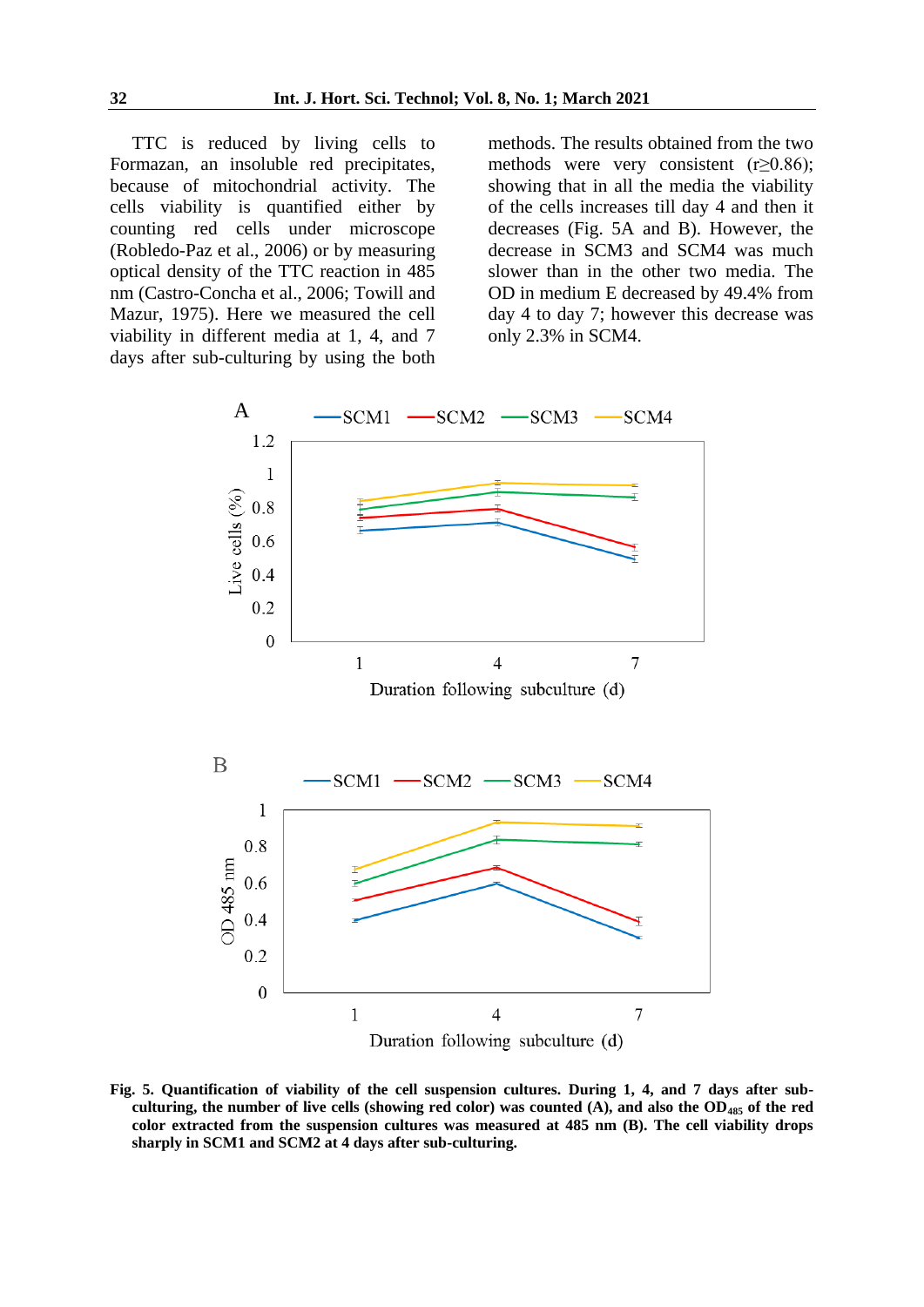TTC is reduced by living cells to Formazan, an insoluble red precipitates, because of mitochondrial activity. The cells viability is quantified either by counting red cells under microscope (Robledo-Paz et al., 2006) or by measuring optical density of the TTC reaction in 485 nm (Castro-Concha et al., 2006; Towill and Mazur, 1975). Here we measured the cell viability in different media at 1, 4, and 7 days after sub-culturing by using the both methods. The results obtained from the two methods were very consistent (r≥0.86); showing that in all the media the viability of the cells increases till day 4 and then it decreases (Fig. 5A and B). However, the decrease in SCM3 and SCM4 was much slower than in the other two media. The OD in medium E decreased by 49.4% from day 4 to day 7; however this decrease was only 2.3% in SCM4.

**Fig. 5. Quantification of viability of the cell suspension cultures. During 1, 4, and 7 days after sub-culturing, the number of live cells (showing red color) was counted (A), and also the $OD_{485}$ of the red color extracted from the suspension cultures was measured at 485 nm (B). The cell viability drops sharply in SCM1 and SCM2 at 4 days after sub-culturing.**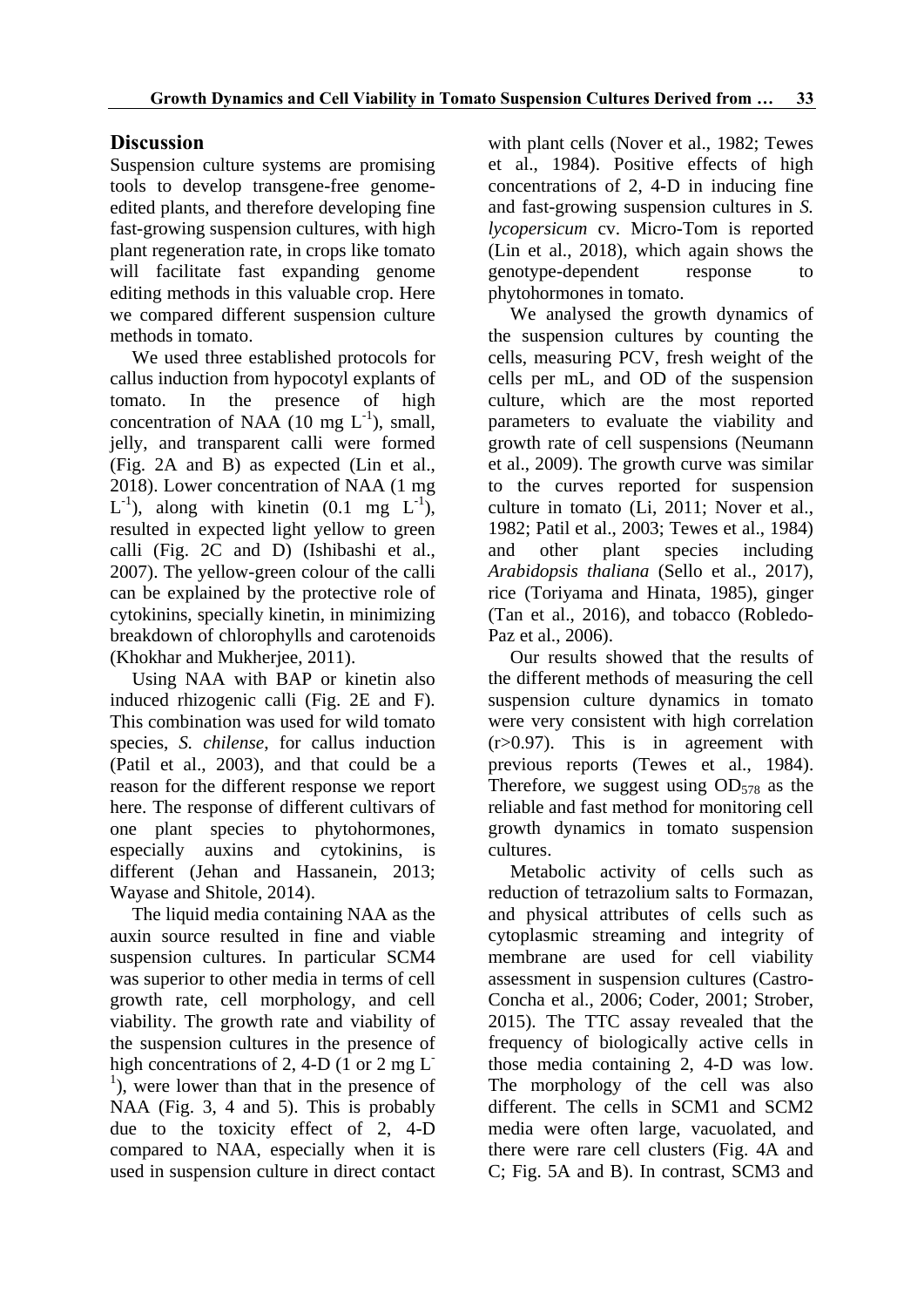## Discussion

Suspension culture systems are promising tools to develop transgene-free genome-edited plants, and therefore developing fine fast-growing suspension cultures, with high plant regeneration rate, in crops like tomato will facilitate fast expanding genome editing methods in this valuable crop. Here we compared different suspension culture methods in tomato.

We used three established protocols for callus induction from hypocotyl explants of tomato. In the presence of high concentration of NAA (10 mg $L^{-1}$), small, jelly, and transparent calli were formed (Fig. 2A and B) as expected (Lin et al., 2018). Lower concentration of NAA (1 mg $L^{-1}$), along with kinetin (0.1 mg $L^{-1}$), resulted in expected light yellow to green calli (Fig. 2C and D) (Ishibashi et al., 2007). The yellow-green colour of the calli can be explained by the protective role of cytokinins, specially kinetin, in minimizing breakdown of chlorophylls and carotenoids (Khokhar and Mukherjee, 2011).

Using NAA with BAP or kinetin also induced rhizogenic calli (Fig. 2E and F). This combination was used for wild tomato species, *S. chilense*, for callus induction (Patil et al., 2003), and that could be a reason for the different response we report here. The response of different cultivars of one plant species to phytohormones, especially auxins and cytokinins, is different (Jehan and Hassanein, 2013; Wayase and Shitole, 2014).

The liquid media containing NAA as the auxin source resulted in fine and viable suspension cultures. In particular SCM4 was superior to other media in terms of cell growth rate, cell morphology, and cell viability. The growth rate and viability of the suspension cultures in the presence of high concentrations of 2, 4-D (1 or 2 mg $L^{-1}$), were lower than that in the presence of NAA (Fig. 3, 4 and 5). This is probably due to the toxicity effect of 2, 4-D compared to NAA, especially when it is used in suspension culture in direct contact with plant cells (Nover et al., 1982; Tewes et al., 1984). Positive effects of high concentrations of 2, 4-D in inducing fine and fast-growing suspension cultures in *S. lycopersicum* cv. Micro-Tom is reported (Lin et al., 2018), which again shows the genotype-dependent response to phytohormones in tomato.

We analysed the growth dynamics of the suspension cultures by counting the cells, measuring PCV, fresh weight of the cells per mL, and OD of the suspension culture, which are the most reported parameters to evaluate the viability and growth rate of cell suspensions (Neumann et al., 2009). The growth curve was similar to the curves reported for suspension culture in tomato (Li, 2011; Nover et al., 1982; Patil et al., 2003; Tewes et al., 1984) and other plant species including *Arabidopsis thaliana* (Sello et al., 2017), rice (Toriyama and Hinata, 1985), ginger (Tan et al., 2016), and tobacco (Robledo-Paz et al., 2006).

Our results showed that the results of the different methods of measuring the cell suspension culture dynamics in tomato were very consistent with high correlation ($r>0.97$). This is in agreement with previous reports (Tewes et al., 1984). Therefore, we suggest using $OD_{578}$ as the reliable and fast method for monitoring cell growth dynamics in tomato suspension cultures.

Metabolic activity of cells such as reduction of tetrazolium salts to Formazan, and physical attributes of cells such as cytoplasmic streaming and integrity of membrane are used for cell viability assessment in suspension cultures (Castro-Concha et al., 2006; Coder, 2001; Strober, 2015). The TTC assay revealed that the frequency of biologically active cells in those media containing 2, 4-D was low. The morphology of the cell was also different. The cells in SCM1 and SCM2 media were often large, vacuolated, and there were rare cell clusters (Fig. 4A and C; Fig. 5A and B). In contrast, SCM3 and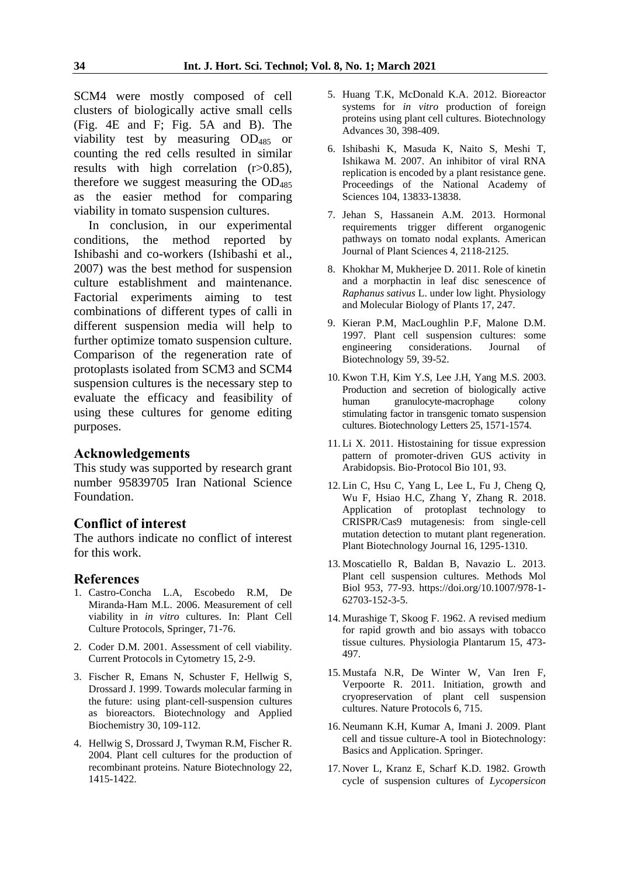SCM4 were mostly composed of cell clusters of biologically active small cells (Fig. 4E and F; Fig. 5A and B). The viability test by measuring $OD_{485}$ or counting the red cells resulted in similar results with high correlation (r>0.85), therefore we suggest measuring the $OD_{485}$ as the easier method for comparing viability in tomato suspension cultures.

In conclusion, in our experimental conditions, the method reported by Ishibashi and co-workers (Ishibashi et al., 2007) was the best method for suspension culture establishment and maintenance. Factorial experiments aiming to test combinations of different types of calli in different suspension media will help to further optimize tomato suspension culture. Comparison of the regeneration rate of protoplasts isolated from SCM3 and SCM4 suspension cultures is the necessary step to evaluate the efficacy and feasibility of using these cultures for genome editing purposes.

## Acknowledgements

This study was supported by research grant number 95839705 Iran National Science Foundation.

## Conflict of interest

The authors indicate no conflict of interest for this work.

## References

1. Castro-Concha L.A, Escobedo R.M, De Miranda-Ham M.L. 2006. Measurement of cell viability in *in vitro* cultures. In: Plant Cell Culture Protocols, Springer, 71-76.
2. Coder D.M. 2001. Assessment of cell viability. Current Protocols in Cytometry 15, 2-9.
3. Fischer R, Emans N, Schuster F, Hellwig S, Drossard J. 1999. Towards molecular farming in the future: using plant-cell-suspension cultures as bioreactors. Biotechnology and Applied Biochemistry 30, 109-112.
4. Hellwig S, Drossard J, Twyman R.M, Fischer R. 2004. Plant cell cultures for the production of recombinant proteins. Nature Biotechnology 22, 1415-1422.
5. Huang T.K, McDonald K.A. 2012. Bioreactor systems for *in vitro* production of foreign proteins using plant cell cultures. Biotechnology Advances 30, 398-409.
6. Ishibashi K, Masuda K, Naito S, Meshi T, Ishikawa M. 2007. An inhibitor of viral RNA replication is encoded by a plant resistance gene. Proceedings of the National Academy of Sciences 104, 13833-13838.
7. Jehan S, Hassanein A.M. 2013. Hormonal requirements trigger different organogenic pathways on tomato nodal explants. American Journal of Plant Sciences 4, 2118-2125.
8. Khokhar M, Mukherjee D. 2011. Role of kinetin and a morphactin in leaf disc senescence of *Raphanus sativus* L. under low light. Physiology and Molecular Biology of Plants 17, 247.
9. Kieran P.M, MacLoughlin P.F, Malone D.M. 1997. Plant cell suspension cultures: some engineering considerations. Journal of Biotechnology 59, 39-52.
10. Kwon T.H, Kim Y.S, Lee J.H, Yang M.S. 2003. Production and secretion of biologically active human granulocyte-macrophage colony stimulating factor in transgenic tomato suspension cultures. Biotechnology Letters 25, 1571-1574.
11. Li X. 2011. Histostaining for tissue expression pattern of promoter-driven GUS activity in Arabidopsis. Bio-Protocol Bio 101, 93.
12. Lin C, Hsu C, Yang L, Lee L, Fu J, Cheng Q, Wu F, Hsiao H.C, Zhang Y, Zhang R. 2018. Application of protoplast technology to CRISPR/Cas9 mutagenesis: from single-cell mutation detection to mutant plant regeneration. Plant Biotechnology Journal 16, 1295-1310.
13. Moscatiello R, Baldan B, Navazio L. 2013. Plant cell suspension cultures. Methods Mol Biol 953, 77-93. https://doi.org/10.1007/978-1-62703-152-3-5.
14. Murashige T, Skoog F. 1962. A revised medium for rapid growth and bio assays with tobacco tissue cultures. Physiologia Plantarum 15, 473-497.
15. Mustafa N.R, De Winter W, Van Iren F, Verpoorte R. 2011. Initiation, growth and cryopreservation of plant cell suspension cultures. Nature Protocols 6, 715.
16. Neumann K.H, Kumar A, Imani J. 2009. Plant cell and tissue culture-A tool in Biotechnology: Basics and Application. Springer.
17. Nover L, Kranz E, Scharf K.D. 1982. Growth cycle of suspension cultures of *Lycopersicon*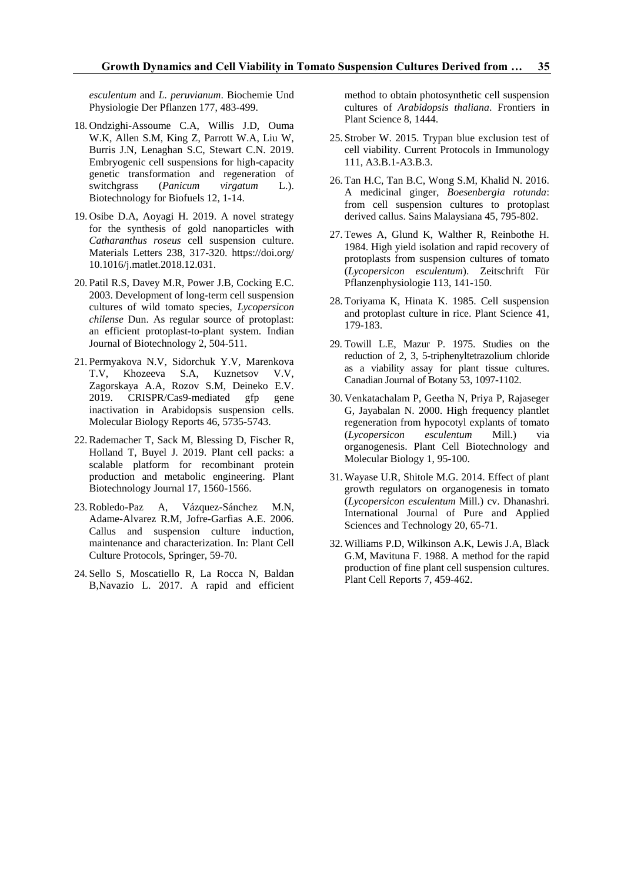*esculentum* and *L. peruvianum*. Biochemie Und Physiologie Der Pflanzen 177, 483-499.

18. Ondzighi-Assoume C.A, Willis J.D, Ouma W.K, Allen S.M, King Z, Parrott W.A, Liu W, Burris J.N, Lenaghan S.C, Stewart C.N. 2019. Embryogenic cell suspensions for high-capacity genetic transformation and regeneration of switchgrass (*Panicum virgatum* L.). Biotechnology for Biofuels 12, 1-14.

19. Osibe D.A, Aoyagi H. 2019. A novel strategy for the synthesis of gold nanoparticles with *Catharanthus roseus* cell suspension culture. Materials Letters 238, 317-320. https://doi.org/10.1016/j.matlet.2018.12.031.

20. Patil R.S, Davey M.R, Power J.B, Cocking E.C. 2003. Development of long-term cell suspension cultures of wild tomato species, *Lycopersicon chilense* Dun. As regular source of protoplast: an efficient protoplast-to-plant system. Indian Journal of Biotechnology 2, 504-511.

21. Permyakova N.V, Sidorchuk Y.V, Marenkova T.V, Khozeeva S.A, Kuznetsov V.V, Zagorskaya A.A, Rozov S.M, Deineko E.V. 2019. CRISPR/Cas9-mediated gfp gene inactivation in Arabidopsis suspension cells. Molecular Biology Reports 46, 5735-5743.

22. Rademacher T, Sack M, Blessing D, Fischer R, Holland T, Buyel J. 2019. Plant cell packs: a scalable platform for recombinant protein production and metabolic engineering. Plant Biotechnology Journal 17, 1560-1566.

23. Robledo-Paz A, Vázquez-Sánchez M.N, Adame-Alvarez R.M, Jofre-Garfias A.E. 2006. Callus and suspension culture induction, maintenance and characterization. In: Plant Cell Culture Protocols, Springer, 59-70.

24. Sello S, Moscatiello R, La Rocca N, Baldan B,Navazio L. 2017. A rapid and efficient method to obtain photosynthetic cell suspension cultures of *Arabidopsis thaliana*. Frontiers in Plant Science 8, 1444.

25. Strober W. 2015. Trypan blue exclusion test of cell viability. Current Protocols in Immunology 111, A3.B.1-A3.B.3.

26. Tan H.C, Tan B.C, Wong S.M, Khalid N. 2016. A medicinal ginger, *Boesenbergia rotunda*: from cell suspension cultures to protoplast derived callus. Sains Malaysiana 45, 795-802.

27. Tewes A, Glund K, Walther R, Reinbothe H. 1984. High yield isolation and rapid recovery of protoplasts from suspension cultures of tomato (*Lycopersicon esculentum*). Zeitschrift Für Pflanzenphysiologie 113, 141-150.

28. Toriyama K, Hinata K. 1985. Cell suspension and protoplast culture in rice. Plant Science 41, 179-183.

29. Towill L.E, Mazur P. 1975. Studies on the reduction of 2, 3, 5-triphenyltetrazolium chloride as a viability assay for plant tissue cultures. Canadian Journal of Botany 53, 1097-1102.

30. Venkatachalam P, Geetha N, Priya P, Rajaseger G, Jayabalan N. 2000. High frequency plantlet regeneration from hypocotyl explants of tomato (*Lycopersicon esculentum* Mill.) via organogenesis. Plant Cell Biotechnology and Molecular Biology 1, 95-100.

31. Wayase U.R, Shitole M.G. 2014. Effect of plant growth regulators on organogenesis in tomato (*Lycopersicon esculentum* Mill.) cv. Dhanashri. International Journal of Pure and Applied Sciences and Technology 20, 65-71.

32. Williams P.D, Wilkinson A.K, Lewis J.A, Black G.M, Mavituna F. 1988. A method for the rapid production of fine plant cell suspension cultures. Plant Cell Reports 7, 459-462.